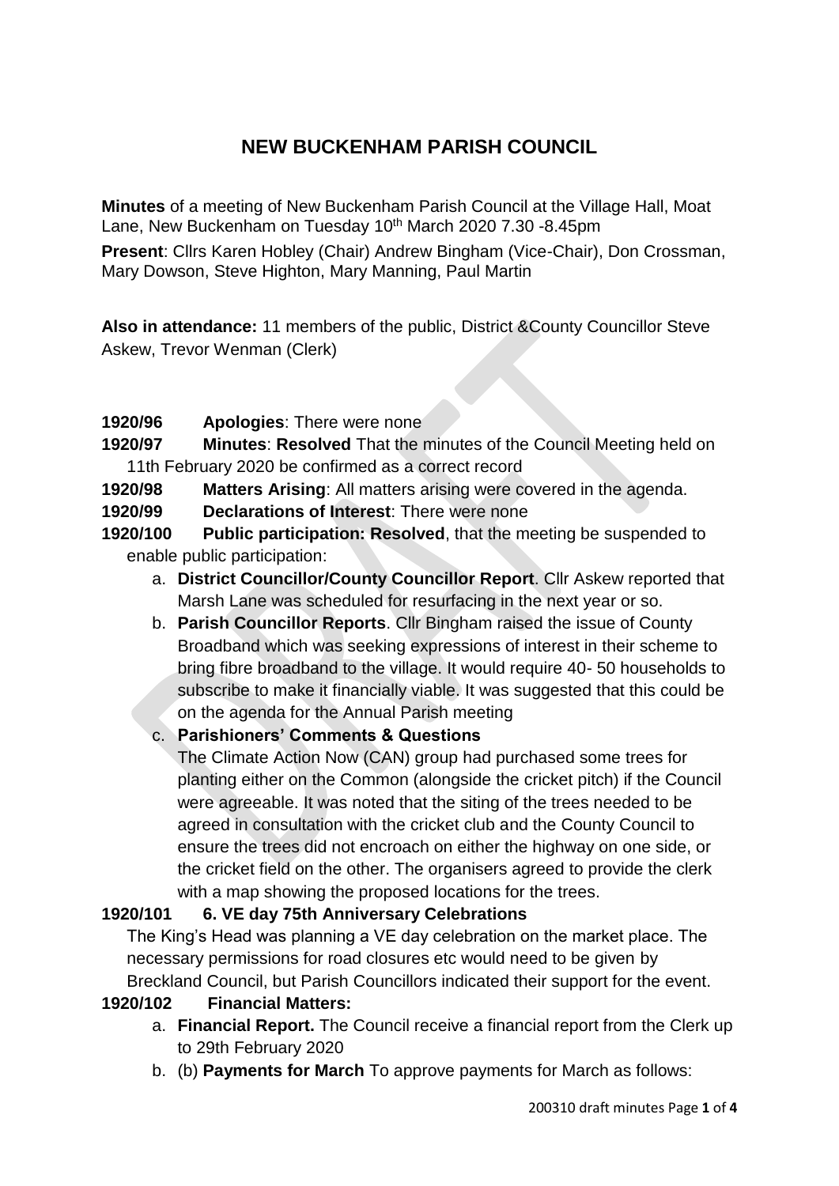# NEW BUCKENHAM PARISH COUNCIL

**Minutes** of a meeting of New Buckenham Parish Council at the Village Hall, Moat Lane, New Buckenham on Tuesday 10th March 2020 7.30 -8.45pm

**Present**: Cllrs Karen Hobley (Chair) Andrew Bingham (Vice-Chair), Don Crossman, Mary Dowson, Steve Highton, Mary Manning, Paul Martin

**Also in attendance:** 11 members of the public, District &County Councillor Steve Askew, Trevor Wenman (Clerk)

**1920/96 Apologies**: There were none

**1920/97 Minutes**: **Resolved** That the minutes of the Council Meeting held on 11th February 2020 be confirmed as a correct record

**1920/98 Matters Arising**: All matters arising were covered in the agenda.

**1920/99 Declarations of Interest**: There were none

**1920/100 Public participation: Resolved**, that the meeting be suspended to enable public participation:

a. **District Councillor/County Councillor Report**. Cllr Askew reported that Marsh Lane was scheduled for resurfacing in the next year or so.
b. **Parish Councillor Reports**. Cllr Bingham raised the issue of County Broadband which was seeking expressions of interest in their scheme to bring fibre broadband to the village. It would require 40- 50 households to subscribe to make it financially viable. It was suggested that this could be on the agenda for the Annual Parish meeting
c. **Parishioners' Comments & Questions**
   The Climate Action Now (CAN) group had purchased some trees for planting either on the Common (alongside the cricket pitch) if the Council were agreeable. It was noted that the siting of the trees needed to be agreed in consultation with the cricket club and the County Council to ensure the trees did not encroach on either the highway on one side, or the cricket field on the other. The organisers agreed to provide the clerk with a map showing the proposed locations for the trees.

**1920/101 6. VE day 75th Anniversary Celebrations**

The King's Head was planning a VE day celebration on the market place. The necessary permissions for road closures etc would need to be given by Breckland Council, but Parish Councillors indicated their support for the event.

**1920/102 Financial Matters:**

a. **Financial Report.** The Council receive a financial report from the Clerk up to 29th February 2020
b. (b) **Payments for March** To approve payments for March as follows: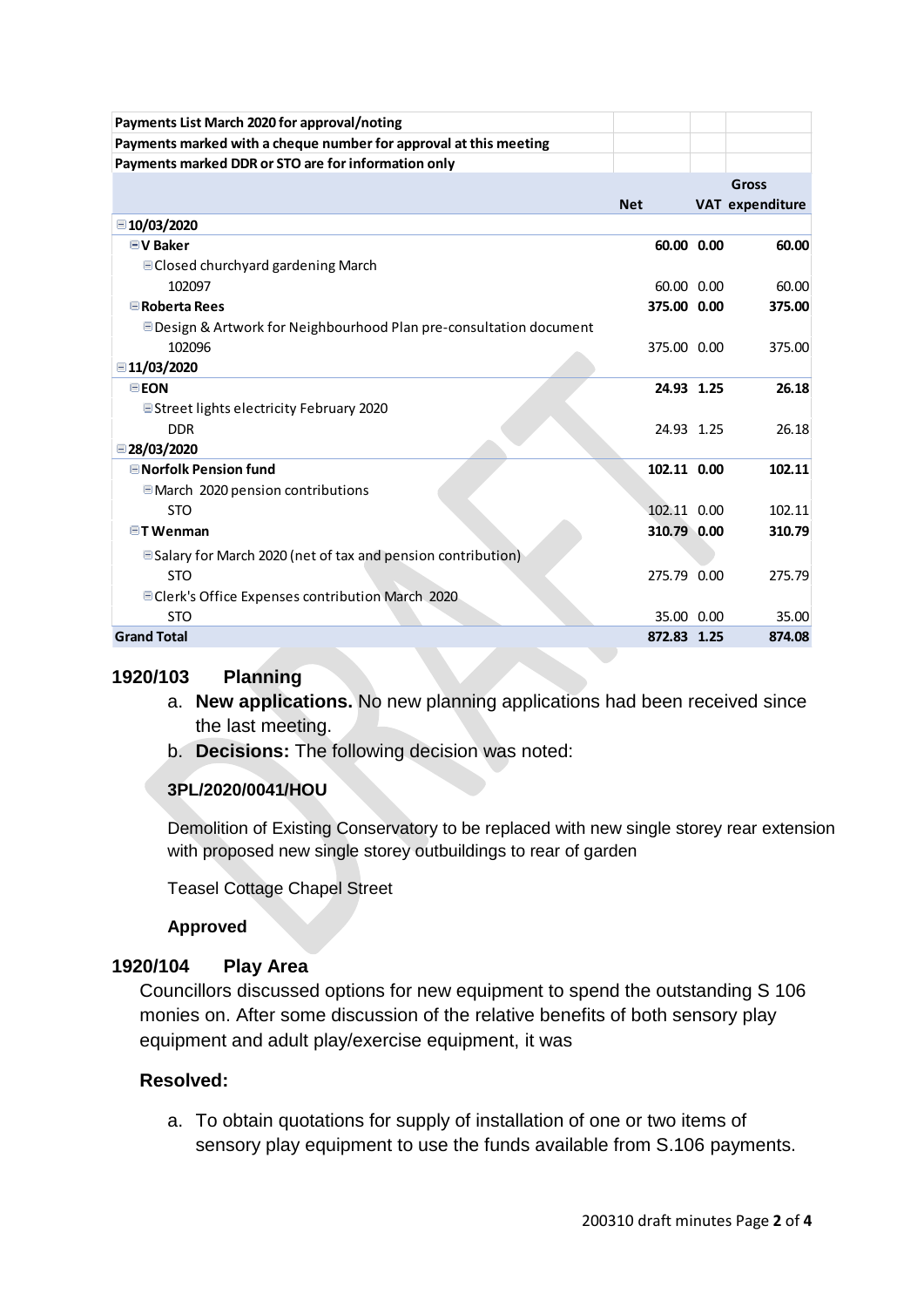| Payments List March 2020 for approval/noting | | | |
|---|---|---|---|
| Payments marked with a cheque number for approval at this meeting | | | |
| Payments marked DDR or STO are for information only | | | |
| | **Net** | **VAT** | **Gross expenditure** |
| **10/03/2020** | | | |
| **V Baker** | **60.00** | **0.00** | **60.00** |
| Closed churchyard gardening March | | | |
| 102097 | 60.00 | 0.00 | 60.00 |
| **Roberta Rees** | **375.00** | **0.00** | **375.00** |
| Design & Artwork for Neighbourhood Plan pre-consultation document | | | |
| 102096 | 375.00 | 0.00 | 375.00 |
| **11/03/2020** | | | |
| **EON** | **24.93** | **1.25** | **26.18** |
| Street lights electricity February 2020 | | | |
| DDR | 24.93 | 1.25 | 26.18 |
| **28/03/2020** | | | |
| **Norfolk Pension fund** | **102.11** | **0.00** | **102.11** |
| March 2020 pension contributions | | | |
| STO | 102.11 | 0.00 | 102.11 |
| **T Wenman** | **310.79** | **0.00** | **310.79** |
| Salary for March 2020 (net of tax and pension contribution) | | | |
| STO | 275.79 | 0.00 | 275.79 |
| Clerk's Office Expenses contribution March 2020 | | | |
| STO | 35.00 | 0.00 | 35.00 |
| **Grand Total** | **872.83** | **1.25** | **874.08** |

### 1920/103 Planning

a. **New applications.** No new planning applications had been received since the last meeting.
b. **Decisions:** The following decision was noted:

**3PL/2020/0041/HOU**

Demolition of Existing Conservatory to be replaced with new single storey rear extension with proposed new single storey outbuildings to rear of garden

Teasel Cottage Chapel Street

**Approved**

### 1920/104 Play Area

Councillors discussed options for new equipment to spend the outstanding S 106 monies on. After some discussion of the relative benefits of both sensory play equipment and adult play/exercise equipment, it was

**Resolved:**

a. To obtain quotations for supply of installation of one or two items of sensory play equipment to use the funds available from S.106 payments.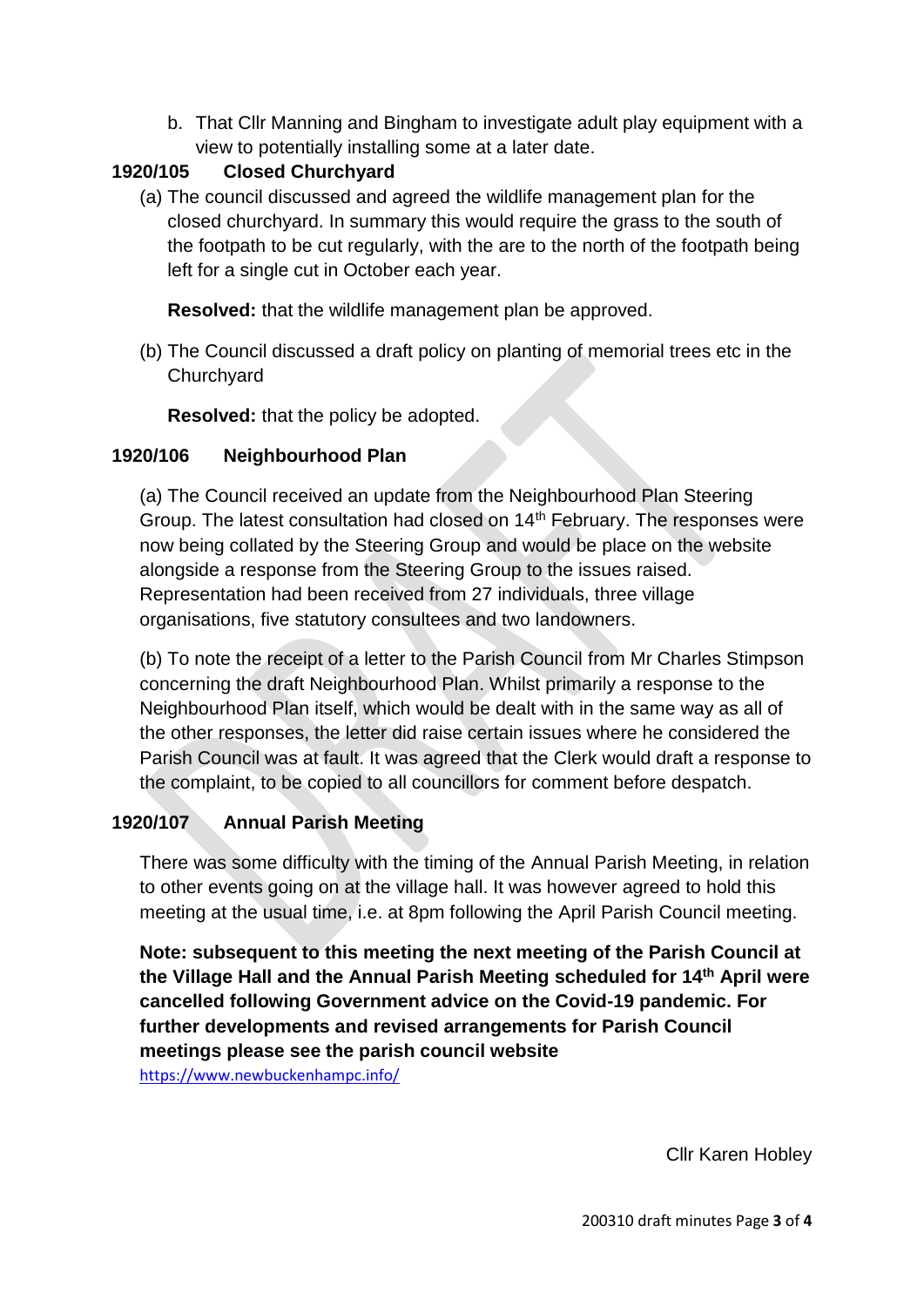b. That Cllr Manning and Bingham to investigate adult play equipment with a view to potentially installing some at a later date.

**1920/105 Closed Churchyard**

(a) The council discussed and agreed the wildlife management plan for the closed churchyard. In summary this would require the grass to the south of the footpath to be cut regularly, with the are to the north of the footpath being left for a single cut in October each year.

**Resolved:** that the wildlife management plan be approved.

(b) The Council discussed a draft policy on planting of memorial trees etc in the Churchyard

**Resolved:** that the policy be adopted.

**1920/106 Neighbourhood Plan**

(a) The Council received an update from the Neighbourhood Plan Steering Group. The latest consultation had closed on 14th February. The responses were now being collated by the Steering Group and would be place on the website alongside a response from the Steering Group to the issues raised. Representation had been received from 27 individuals, three village organisations, five statutory consultees and two landowners.

(b) To note the receipt of a letter to the Parish Council from Mr Charles Stimpson concerning the draft Neighbourhood Plan. Whilst primarily a response to the Neighbourhood Plan itself, which would be dealt with in the same way as all of the other responses, the letter did raise certain issues where he considered the Parish Council was at fault. It was agreed that the Clerk would draft a response to the complaint, to be copied to all councillors for comment before despatch.

**1920/107 Annual Parish Meeting**

There was some difficulty with the timing of the Annual Parish Meeting, in relation to other events going on at the village hall. It was however agreed to hold this meeting at the usual time, i.e. at 8pm following the April Parish Council meeting.

**Note: subsequent to this meeting the next meeting of the Parish Council at the Village Hall and the Annual Parish Meeting scheduled for 14th April were cancelled following Government advice on the Covid-19 pandemic. For further developments and revised arrangements for Parish Council meetings please see the parish council website**

https://www.newbuckenhampc.info/

Cllr Karen Hobley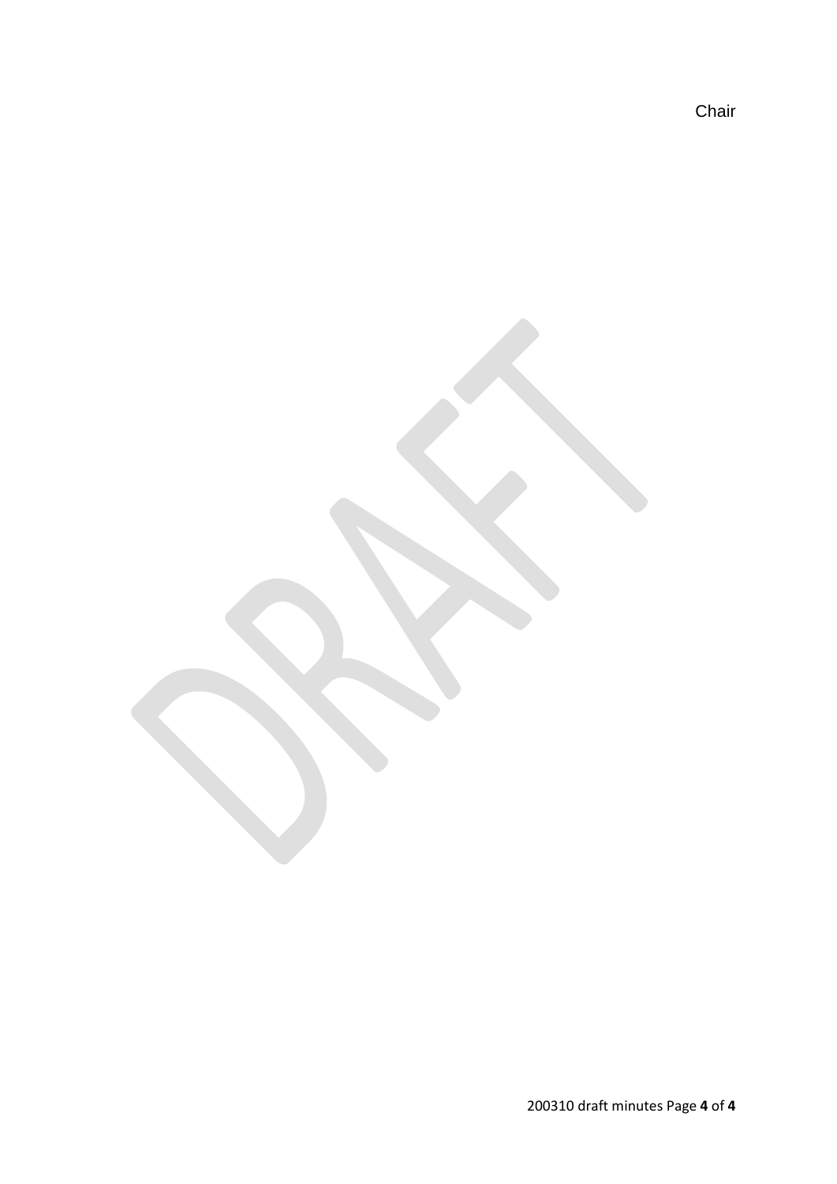Chair